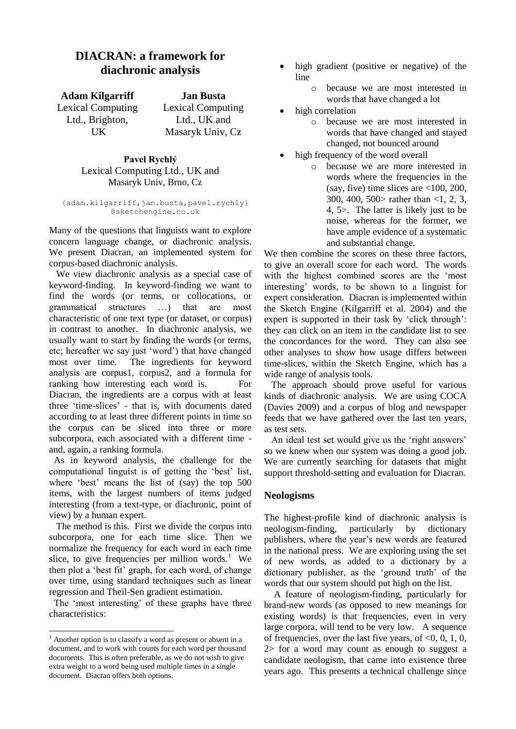# DIACRAN: a framework for diachronic analysis

**Adam Kilgarriff**
Lexical Computing Ltd., Brighton, UK

**Jan Busta**
Lexical Computing Ltd., UK and Masaryk Univ, Cz

**Pavel Rychlý**
Lexical Computing Ltd., UK and Masaryk Univ, Brno, Cz

{adam.kilgarriff,jan.busta,pavel.rychly}@sketchengine.co.uk

Many of the questions that linguists want to explore concern language change, or diachronic analysis. We present Diacran, an implemented system for corpus-based diachronic analysis.

We view diachronic analysis as a special case of keyword-finding. In keyword-finding we want to find the words (or terms, or collocations, or grammatical structures …) that are most characteristic of one text type (or dataset, or corpus) in contrast to another. In diachronic analysis, we usually want to start by finding the words (or terms, etc; hereafter we say just 'word') that have changed most over time. The ingredients for keyword analysis are corpus1, corpus2, and a formula for ranking how interesting each word is. For Diacran, the ingredients are a corpus with at least three 'time-slices' - that is, with documents dated according to at least three different points in time so the corpus can be sliced into three or more subcorpora, each associated with a different time - and, again, a ranking formula.

As in keyword analysis, the challenge for the computational linguist is of getting the 'best' list, where 'best' means the list of (say) the top 500 items, with the largest numbers of items judged interesting (from a text-type, or diachronic, point of view) by a human expert.

The method is this. First we divide the corpus into subcorpora, one for each time slice. Then we normalize the frequency for each word in each time slice, to give frequencies per million words.[1] We then plot a 'best fit' graph, for each word, of change over time, using standard techniques such as linear regression and Theil-Sen gradient estimation.

The 'most interesting' of these graphs have three characteristics:

- high gradient (positive or negative) of the line
  - because we are most interested in words that have changed a lot
- high correlation
  - because we are most interested in words that have changed and stayed changed, not bounced around
- high frequency of the word overall
  - because we are more interested in words where the frequencies in the (say, five) time slices are <100, 200, 300, 400, 500> rather than <1, 2, 3, 4, 5>. The latter is likely just to be noise, whereas for the former, we have ample evidence of a systematic and substantial change.

We then combine the scores on these three factors, to give an overall score for each word. The words with the highest combined scores are the 'most interesting' words, to be shown to a linguist for expert consideration. Diacran is implemented within the Sketch Engine (Kilgarriff et al. 2004) and the expert is supported in their task by 'click through': they can click on an item in the candidate list to see the concordances for the word. They can also see other analyses to show how usage differs between time-slices, within the Sketch Engine, which has a wide range of analysis tools.

The approach should prove useful for various kinds of diachronic analysis. We are using COCA (Davies 2009) and a corpus of blog and newspaper feeds that we have gathered over the last ten years, as test sets.

An ideal test set would give us the 'right answers' so we knew when our system was doing a good job. We are currently searching for datasets that might support threshold-setting and evaluation for Diacran.

## Neologisms

The highest-profile kind of diachronic analysis is neologism-finding, particularly by dictionary publishers, where the year's new words are featured in the national press. We are exploring using the set of new words, as added to a dictionary by a dictionary publisher, as the 'ground truth' of the words that our system should put high on the list.

A feature of neologism-finding, particularly for brand-new words (as opposed to new meanings for existing words) is that frequencies, even in very large corpora, will tend to be very low. A sequence of frequencies, over the last five years, of <0, 0, 1, 0, 2> for a word may count as enough to suggest a candidate neologism, that came into existence three years ago. This presents a technical challenge since

[1] Another option is to classify a word as present or absent in a document, and to work with counts for each word per thousand documents. This is often preferable, as we do not wish to give extra weight to a word being used multiple times in a single document. Diacran offers both options.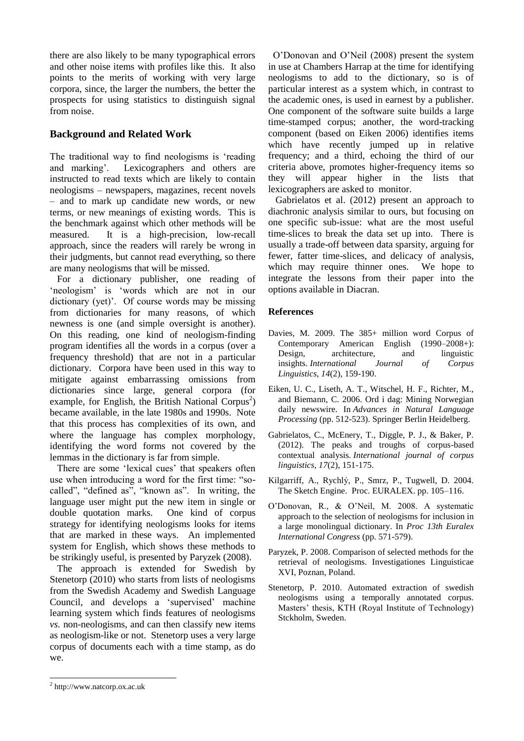there are also likely to be many typographical errors and other noise items with profiles like this. It also points to the merits of working with very large corpora, since, the larger the numbers, the better the prospects for using statistics to distinguish signal from noise.

## Background and Related Work

The traditional way to find neologisms is 'reading and marking'. Lexicographers and others are instructed to read texts which are likely to contain neologisms – newspapers, magazines, recent novels – and to mark up candidate new words, or new terms, or new meanings of existing words. This is the benchmark against which other methods will be measured. It is a high-precision, low-recall approach, since the readers will rarely be wrong in their judgments, but cannot read everything, so there are many neologisms that will be missed.

For a dictionary publisher, one reading of 'neologism' is 'words which are not in our dictionary (yet)'. Of course words may be missing from dictionaries for many reasons, of which newness is one (and simple oversight is another). On this reading, one kind of neologism-finding program identifies all the words in a corpus (over a frequency threshold) that are not in a particular dictionary. Corpora have been used in this way to mitigate against embarrassing omissions from dictionaries since large, general corpora (for example, for English, the British National Corpus[2]) became available, in the late 1980s and 1990s. Note that this process has complexities of its own, and where the language has complex morphology, identifying the word forms not covered by the lemmas in the dictionary is far from simple.

There are some 'lexical cues' that speakers often use when introducing a word for the first time: "so-called", "defined as", "known as". In writing, the language user might put the new item in single or double quotation marks. One kind of corpus strategy for identifying neologisms looks for items that are marked in these ways. An implemented system for English, which shows these methods to be strikingly useful, is presented by Paryzek (2008).

The approach is extended for Swedish by Stenetorp (2010) who starts from lists of neologisms from the Swedish Academy and Swedish Language Council, and develops a 'supervised' machine learning system which finds features of neologisms *vs.* non-neologisms, and can then classify new items as neologism-like or not. Stenetorp uses a very large corpus of documents each with a time stamp, as do we.

O'Donovan and O'Neil (2008) present the system in use at Chambers Harrap at the time for identifying neologisms to add to the dictionary, so is of particular interest as a system which, in contrast to the academic ones, is used in earnest by a publisher. One component of the software suite builds a large time-stamped corpus; another, the word-tracking component (based on Eiken 2006) identifies items which have recently jumped up in relative frequency; and a third, echoing the third of our criteria above, promotes higher-frequency items so they will appear higher in the lists that lexicographers are asked to monitor.

Gabrielatos et al. (2012) present an approach to diachronic analysis similar to ours, but focusing on one specific sub-issue: what are the most useful time-slices to break the data set up into. There is usually a trade-off between data sparsity, arguing for fewer, fatter time-slices, and delicacy of analysis, which may require thinner ones. We hope to integrate the lessons from their paper into the options available in Diacran.

### References

Davies, M. 2009. The 385+ million word Corpus of Contemporary American English (1990–2008+): Design, architecture, and linguistic insights. *International Journal of Corpus Linguistics*, *14*(2), 159-190.

Eiken, U. C., Liseth, A. T., Witschel, H. F., Richter, M., and Biemann, C. 2006. Ord i dag: Mining Norwegian daily newswire. In *Advances in Natural Language Processing* (pp. 512-523). Springer Berlin Heidelberg.

Gabrielatos, C., McEnery, T., Diggle, P. J., & Baker, P. (2012). The peaks and troughs of corpus-based contextual analysis. *International journal of corpus linguistics*, *17*(2), 151-175.

Kilgarriff, A., Rychlý, P., Smrz, P., Tugwell, D. 2004. The Sketch Engine. Proc. EURALEX. pp. 105–116.

O'Donovan, R., & O'Neil, M. 2008. A systematic approach to the selection of neologisms for inclusion in a large monolingual dictionary. In *Proc 13th Euralex International Congress* (pp. 571-579).

Paryzek, P. 2008. Comparison of selected methods for the retrieval of neologisms. Investigationes Linguisticae XVI, Poznan, Poland.

Stenetorp, P. 2010. Automated extraction of swedish neologisms using a temporally annotated corpus. Masters' thesis, KTH (Royal Institute of Technology) Stckholm, Sweden.

[2] http://www.natcorp.ox.ac.uk